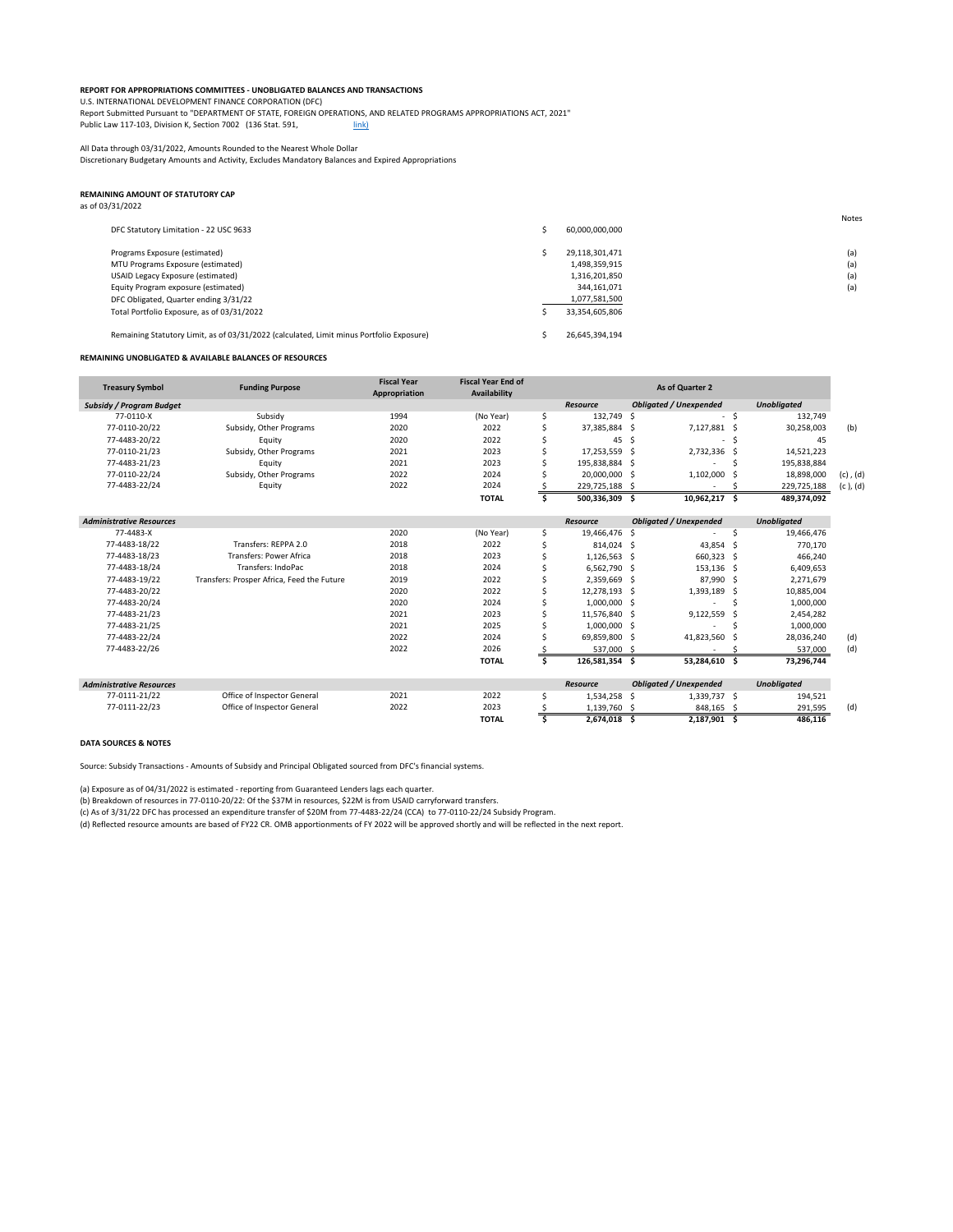**REPORT FOR APPROPRIATIONS COMMITTEES - UNOBLIGATED BALANCES AND TRANSACTIONS**

U.S. INTERNATIONAL DEVELOPMENT FINANCE CORPORATION (DFC)

Report Submitted Pursuant to "DEPARTMENT OF STATE, FOREIGN OPERATIONS, AND RELATED PROGRAMS APPROPRIATIONS ACT, 2021"

Public Law 117-103, Division K, Section 7002 (136 Stat. 591, link)

All Data through 03/31/2022, Amounts Rounded to the Nearest Whole Dollar

Discretionary Budgetary Amounts and Activity, Excludes Mandatory Balances and Expired Appropriations

**REMAINING AMOUNT OF STATUTORY CAP**

as of 03/31/2022

| | Amount | Notes |
|---|---|---|
| DFC Statutory Limitation - 22 USC 9633 | $ 60,000,000,000 | |
| Programs Exposure (estimated) | $ 29,118,301,471 | (a) |
| MTU Programs Exposure (estimated) | 1,498,359,915 | (a) |
| USAID Legacy Exposure (estimated) | 1,316,201,850 | (a) |
| Equity Program exposure (estimated) | 344,161,071 | (a) |
| DFC Obligated, Quarter ending 3/31/22 | 1,077,581,500 | |
| Total Portfolio Exposure, as of 03/31/2022 | $ 33,354,605,806 | |
| Remaining Statutory Limit, as of 03/31/2022 (calculated, Limit minus Portfolio Exposure) | $ 26,645,394,194 | |

**REMAINING UNOBLIGATED & AVAILABLE BALANCES OF RESOURCES**

| Treasury Symbol | Funding Purpose | Fiscal Year Appropriation | Fiscal Year End of Availability | As of Quarter 2 | | | |
|---|---|---|---|---|---|---|---|
| ***Subsidy / Program Budget*** | | | | ***Resource*** | ***Obligated / Unexpended*** | ***Unobligated*** | |
| 77-0110-X | Subsidy | 1994 | (No Year) | $ 132,749 | $ - | $ 132,749 | |
| 77-0110-20/22 | Subsidy, Other Programs | 2020 | 2022 | $ 37,385,884 | $ 7,127,881 | $ 30,258,003 | (b) |
| 77-4483-20/22 | Equity | 2020 | 2022 | $ 45 | $ - | $ 45 | |
| 77-0110-21/23 | Subsidy, Other Programs | 2021 | 2023 | $ 17,253,559 | $ 2,732,336 | $ 14,521,223 | |
| 77-4483-21/23 | Equity | 2021 | 2023 | $ 195,838,884 | $ - | $ 195,838,884 | |
| 77-0110-22/24 | Subsidy, Other Programs | 2022 | 2024 | $ 20,000,000 | $ 1,102,000 | $ 18,898,000 | (c) , (d) |
| 77-4483-22/24 | Equity | 2022 | 2024 | $ 229,725,188 | $ - | $ 229,725,188 | (c ), (d) |
| | | | **TOTAL** | **$ 500,336,309** | **$ 10,962,217** | **$ 489,374,092** | |
| ***Administrative Resources*** | | | | ***Resource*** | ***Obligated / Unexpended*** | ***Unobligated*** | |
| 77-4483-X | | 2020 | (No Year) | $ 19,466,476 | $ - | $ 19,466,476 | |
| 77-4483-18/22 | Transfers: REPPA 2.0 | 2018 | 2022 | $ 814,024 | $ 43,854 | $ 770,170 | |
| 77-4483-18/23 | Transfers: Power Africa | 2018 | 2023 | $ 1,126,563 | $ 660,323 | $ 466,240 | |
| 77-4483-18/24 | Transfers: IndoPac | 2018 | 2024 | $ 6,562,790 | $ 153,136 | $ 6,409,653 | |
| 77-4483-19/22 | Transfers: Prosper Africa, Feed the Future | 2019 | 2022 | $ 2,359,669 | $ 87,990 | $ 2,271,679 | |
| 77-4483-20/22 | | 2020 | 2022 | $ 12,278,193 | $ 1,393,189 | $ 10,885,004 | |
| 77-4483-20/24 | | 2020 | 2024 | $ 1,000,000 | $ - | $ 1,000,000 | |
| 77-4483-21/23 | | 2021 | 2023 | $ 11,576,840 | $ 9,122,559 | $ 2,454,282 | |
| 77-4483-21/25 | | 2021 | 2025 | $ 1,000,000 | $ - | $ 1,000,000 | |
| 77-4483-22/24 | | 2022 | 2024 | $ 69,859,800 | $ 41,823,560 | $ 28,036,240 | (d) |
| 77-4483-22/26 | | 2022 | 2026 | $ 537,000 | $ - | $ 537,000 | (d) |
| | | | **TOTAL** | **$ 126,581,354** | **$ 53,284,610** | **$ 73,296,744** | |
| ***Administrative Resources*** | | | | ***Resource*** | ***Obligated / Unexpended*** | ***Unobligated*** | |
| 77-0111-21/22 | Office of Inspector General | 2021 | 2022 | $ 1,534,258 | $ 1,339,737 | $ 194,521 | |
| 77-0111-22/23 | Office of Inspector General | 2022 | 2023 | $ 1,139,760 | $ 848,165 | $ 291,595 | (d) |
| | | | **TOTAL** | **$ 2,674,018** | **$ 2,187,901** | **$ 486,116** | |

**DATA SOURCES & NOTES**

Source: Subsidy Transactions - Amounts of Subsidy and Principal Obligated sourced from DFC's financial systems.

(a) Exposure as of 04/31/2022 is estimated - reporting from Guaranteed Lenders lags each quarter.

(b) Breakdown of resources in 77-0110-20/22: Of the $37M in resources, $22M is from USAID carryforward transfers.

(c) As of 3/31/22 DFC has processed an expenditure transfer of $20M from 77-4483-22/24 (CCA) to 77-0110-22/24 Subsidy Program.

(d) Reflected resource amounts are based of FY22 CR. OMB apportionments of FY 2022 will be approved shortly and will be reflected in the next report.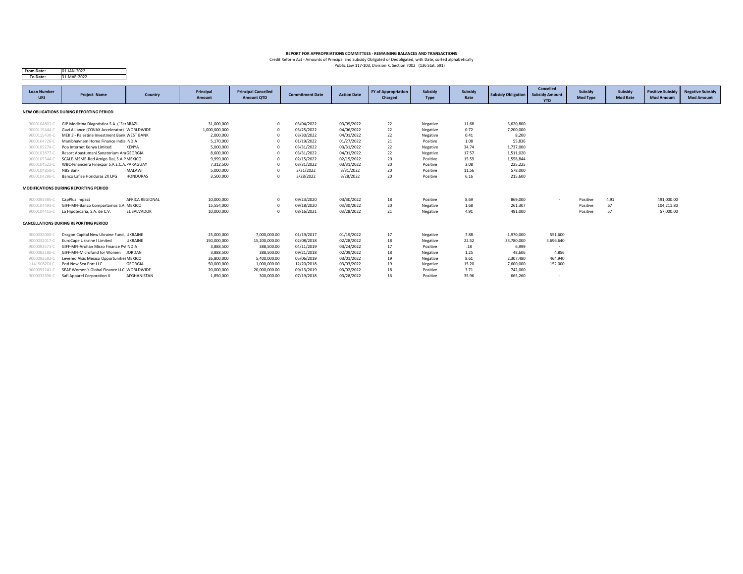**REPORT FOR APPROPRIATIONS COMMITTEES - REMAINING BALANCES AND TRANSACTIONS**

Credit Reform Act - Amounts of Principal and Subsidy Obligated or Deobligated, with Date, sorted alphabetically

Public Law 117-103, Division K, Section 7002 (136 Stat. 591)

| From Date: | 01-JAN-2022 |
|---|---|
| To Date: | 31-MAR-2022 |

| Loan Number URI | Project Name | Country | Principal Amount | Principal Cancelled Amount QTD | Commitment Date | Action Date | FY of Appropriation Charged | Subsidy Type | Subsidy Rate | Subsidy Obligation | Cancelled Subsidy Amount YTD | Subsidy Mod Type | Subsidy Mod Rate | Positive Subsidy Mod Amount | Negative Subsidy Mod Amount |
|---|---|---|---|---|---|---|---|---|---|---|---|---|---|---|---|
| **NEW OBLIGATIONS DURING REPORTING PERIOD** | | | | | | | | | | | | | | | |
| 9000104801-C | GIP Medicina Diagnóstica S.A. ("Fer | BRAZIL | 31,000,000 | 0 | 03/04/2022 | 03/09/2022 | 22 | Negative | 11.68 | 3,620,800 | | | | | |
| 9000115444-C | Gavi Alliance (COVAX Accelerator) | WORLDWIDE | 1,000,000,000 | 0 | 03/25/2022 | 04/06/2022 | 22 | Negative | 0.72 | 7,200,000 | | | | | |
| 9000115430-C | MEII 3 - Palestine Investment Bank | WEST BANK | 2,000,000 | 0 | 03/30/2022 | 04/01/2022 | 22 | Negative | 0.41 | 8,200 | | | | | |
| 9000104726-C | Manibhavnam Home Finance India | INDIA | 5,170,000 | 0 | 01/19/2022 | 01/27/2022 | 21 | Positive | 1.08 | 55,836 | | | | | |
| 9000105274-C | Poa Internet Kenya Limited | KENYA | 5,000,000 | 0 | 03/31/2022 | 03/31/2022 | 22 | Negative | 34.74 | 1,737,000 | | | | | |
| 9000103877-C | Resort Abastumani Sanatorium Ara | GEORGIA | 8,600,000 | 0 | 03/31/2022 | 04/01/2022 | 22 | Negative | 17.57 | 1,511,020 | | | | | |
| 9000105344-C | SCALE-MSME-Red Amigo Dal, S.A.P | MEXICO | 9,999,000 | 0 | 02/15/2022 | 02/15/2022 | 20 | Positive | 15.59 | 1,558,844 | | | | | |
| 9000104522-C | WBC-Financiera Finexpar S.A.E.C.A. | PARAGUAY | 7,312,500 | 0 | 03/31/2022 | 03/31/2022 | 20 | Positive | 3.08 | 225,225 | | | | | |
| 9000104858-C | NBS Bank | MALAWI | 5,000,000 | 0 | 3/31/2022 | 3/31/2022 | 20 | Positive | 11.56 | 578,000 | | | | | |
| 9000104286-C | Banco Lafise Honduras 2X LPG | HONDURAS | 3,500,000 | 0 | 3/28/2022 | 3/28/2022 | 20 | Positive | 6.16 | 215,600 | | | | | |
| **MODIFICATIONS DURING REPORTING PERIOD** | | | | | | | | | | | | | | | |
| 9000093395-C | CapPlus Impact | AFRICA REGIONAL | 10,000,000 | 0 | 09/23/2020 | 03/30/2022 | 18 | Positive | 8.69 | 869,000 | - | Positive | 4.91 | 491,000.00 | |
| 9000104493-C | GIFF-MFI-Banco Compartamos S.A. | MEXICO | 15,554,000 | 0 | 09/18/2020 | 03/30/2022 | 20 | Negative | 1.68 | 261,307 | | Positive | .67 | 104,211.80 | |
| 9000104415-C | La Hipotecaria, S.A. de C.V. | EL SALVADOR | 10,000,000 | 0 | 08/16/2021 | 03/28/2022 | 21 | Negative | 4.91 | 491,000 | | Positive | .57 | 57,000.00 | |
| **CANCELLATIONS DURING REPORTING PERIOD** | | | | | | | | | | | | | | | |
| 9000032000-C | Dragon Capital New Ukraine Fund, | UKRAINE | 25,000,000 | 7,000,000.00 | 01/19/2017 | 01/19/2022 | 17 | Negative | 7.88 | 1,970,000 | 551,600 | | | | |
| 9000032017-C | EuroCape Ukraine I Limited | UKRAINE | 150,000,000 | 15,200,000.00 | 02/08/2018 | 02/28/2022 | 18 | Negative | 22.52 | 33,780,000 | 3,696,640 | | | | |
| 9000093571-C | GIFF-MFI-Arohan Micro Finance Pvt | INDIA | 3,888,500 | 388,500.00 | 04/11/2019 | 03/24/2022 | 17 | Positive | .18 | 6,999 | - | | | | |
| 9000083180-C | GIFF-MFI-Microfund for Women | JORDAN | 3,888,500 | 388,500.00 | 09/21/2018 | 02/09/2022 | 18 | Negative | 1.25 | 48,606 | 4,856 | | | | |
| 9000093592-C | Levered Alsis Mexico Opportunities | MEXICO | 26,800,000 | 5,400,000.00 | 05/06/2019 | 03/01/2022 | 19 | Negative | 8.61 | 2,307,480 | 464,940 | | | | |
| 1141908201-C | Poti New Sea Port LLC | GEORGIA | 50,000,000 | 1,000,000.00 | 12/20/2018 | 03/03/2022 | 19 | Negative | 15.20 | 7,600,000 | 152,000 | | | | |
| 9000093241-C | SEAF Women's Global Finance LLC | WORLDWIDE | 20,000,000 | 20,000,000.00 | 09/13/2019 | 03/02/2022 | 18 | Positive | 3.71 | 742,000 | - | | | | |
| 9000032396-C | Safi Apparel Corporation II | AFGHANISTAN | 1,850,000 | 300,000.00 | 07/19/2018 | 03/28/2022 | 16 | Positive | 35.96 | 665,260 | - | | | | |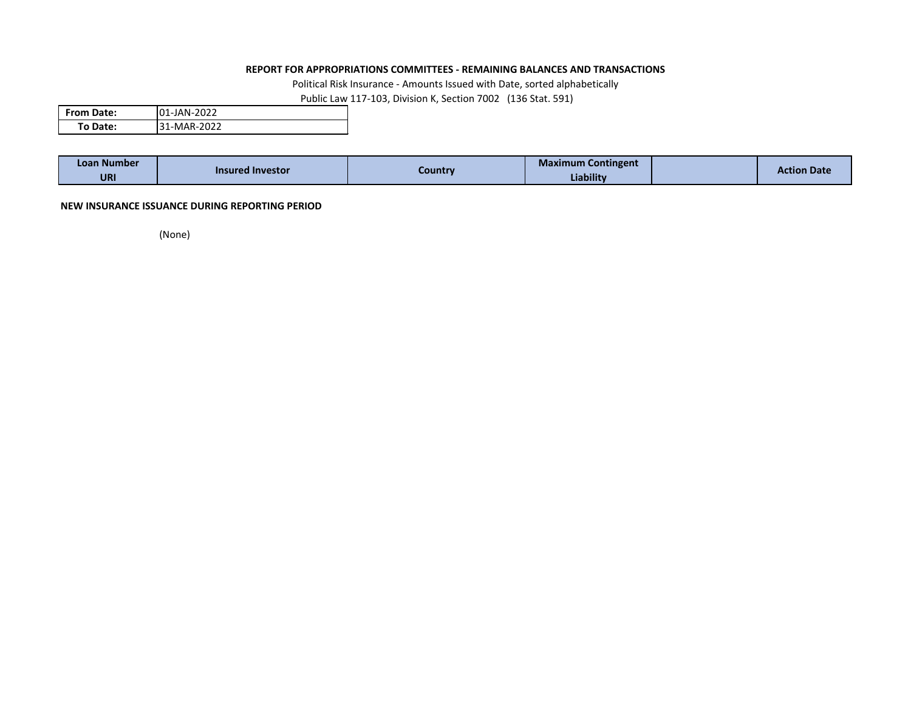**REPORT FOR APPROPRIATIONS COMMITTEES - REMAINING BALANCES AND TRANSACTIONS**

Political Risk Insurance - Amounts Issued with Date, sorted alphabetically

Public Law 117-103, Division K, Section 7002 (136 Stat. 591)

| **From Date:** | 01-JAN-2022 |
|---|---|
| **To Date:** | 31-MAR-2022 |

| Loan Number URI | Insured Investor | Country | Maximum Contingent Liability | | Action Date |
|---|---|---|---|---|---|

**NEW INSURANCE ISSUANCE DURING REPORTING PERIOD**

(None)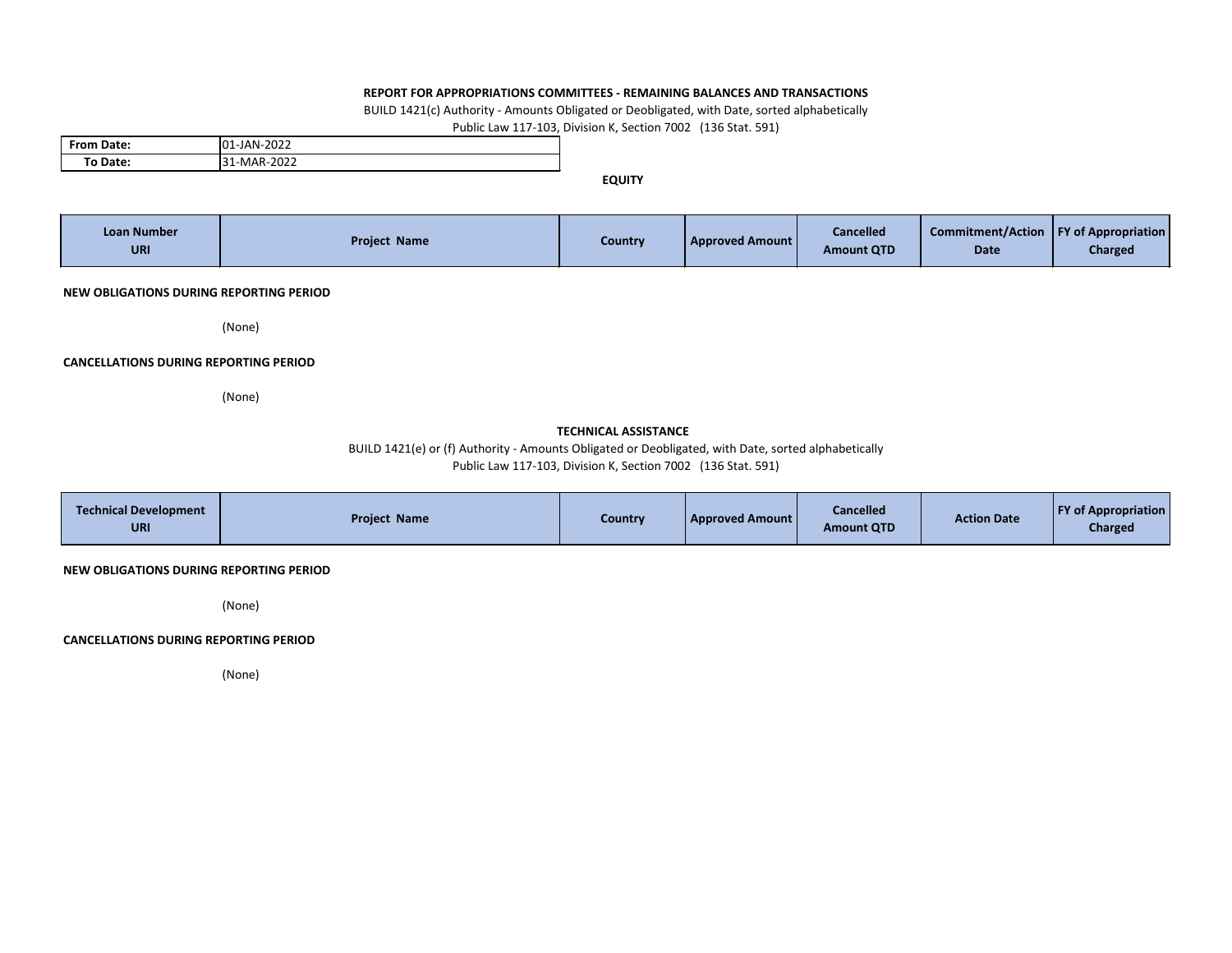**REPORT FOR APPROPRIATIONS COMMITTEES - REMAINING BALANCES AND TRANSACTIONS**

BUILD 1421(c) Authority - Amounts Obligated or Deobligated, with Date, sorted alphabetically

Public Law 117-103, Division K, Section 7002 (136 Stat. 591)

| | |
|---|---|
| **From Date:** | 01-JAN-2022 |
| **To Date:** | 31-MAR-2022 |

**EQUITY**

| Loan Number URI | Project Name | Country | Approved Amount | Cancelled Amount QTD | Commitment/Action Date | FY of Appropriation Charged |
|---|---|---|---|---|---|---|

**NEW OBLIGATIONS DURING REPORTING PERIOD**

(None)

**CANCELLATIONS DURING REPORTING PERIOD**

(None)

**TECHNICAL ASSISTANCE**

BUILD 1421(e) or (f) Authority - Amounts Obligated or Deobligated, with Date, sorted alphabetically

Public Law 117-103, Division K, Section 7002 (136 Stat. 591)

| Technical Development URI | Project Name | Country | Approved Amount | Cancelled Amount QTD | Action Date | FY of Appropriation Charged |
|---|---|---|---|---|---|---|

**NEW OBLIGATIONS DURING REPORTING PERIOD**

(None)

**CANCELLATIONS DURING REPORTING PERIOD**

(None)